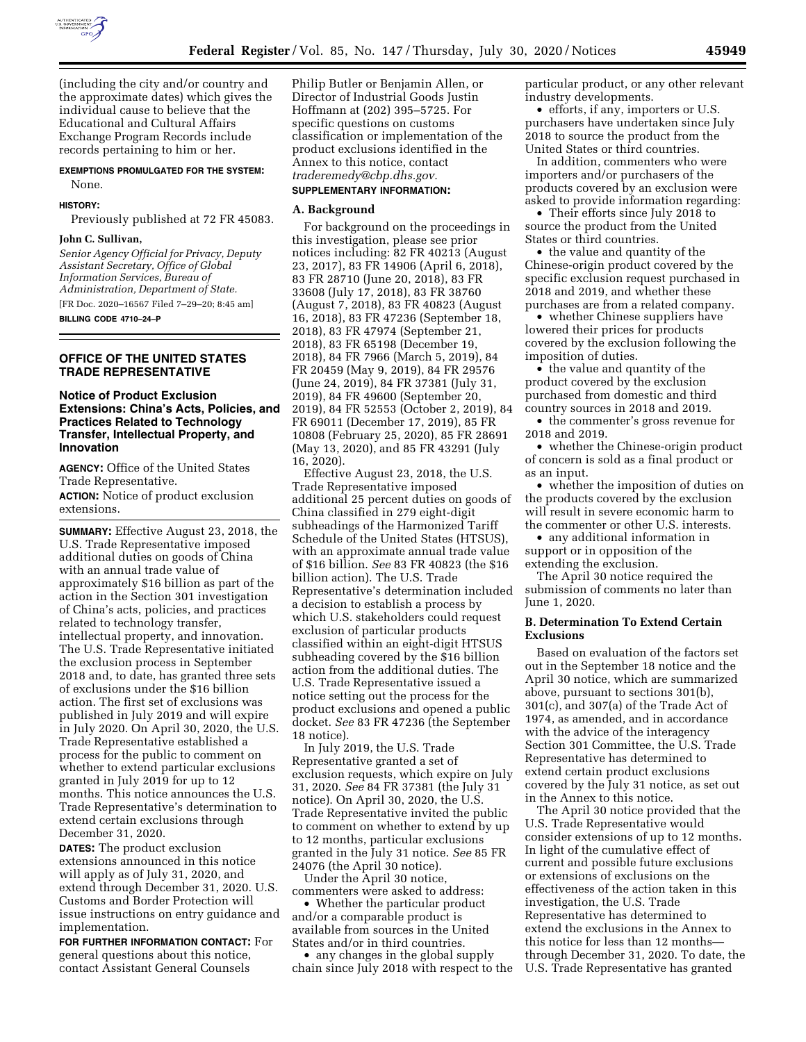(including the city and/or country and the approximate dates) which gives the individual cause to believe that the Educational and Cultural Affairs Exchange Program Records include records pertaining to him or her.

**EXEMPTIONS PROMULGATED FOR THE SYSTEM:**

None.

**HISTORY:**

Previously published at 72 FR 45083.

**John C. Sullivan,**

*Senior Agency Official for Privacy, Deputy Assistant Secretary, Office of Global Information Services, Bureau of Administration, Department of State.*

[FR Doc. 2020–16567 Filed 7–29–20; 8:45 am]

**BILLING CODE 4710–24–P**

---

## OFFICE OF THE UNITED STATES TRADE REPRESENTATIVE

### Notice of Product Exclusion Extensions: China's Acts, Policies, and Practices Related to Technology Transfer, Intellectual Property, and Innovation

**AGENCY:** Office of the United States Trade Representative.

**ACTION:** Notice of product exclusion extensions.

**SUMMARY:** Effective August 23, 2018, the U.S. Trade Representative imposed additional duties on goods of China with an annual trade value of approximately $16 billion as part of the action in the Section 301 investigation of China's acts, policies, and practices related to technology transfer, intellectual property, and innovation. The U.S. Trade Representative initiated the exclusion process in September 2018 and, to date, has granted three sets of exclusions under the $16 billion action. The first set of exclusions was published in July 2019 and will expire in July 2020. On April 30, 2020, the U.S. Trade Representative established a process for the public to comment on whether to extend particular exclusions granted in July 2019 for up to 12 months. This notice announces the U.S. Trade Representative's determination to extend certain exclusions through December 31, 2020.

**DATES:** The product exclusion extensions announced in this notice will apply as of July 31, 2020, and extend through December 31, 2020. U.S. Customs and Border Protection will issue instructions on entry guidance and implementation.

**FOR FURTHER INFORMATION CONTACT:** For general questions about this notice, contact Assistant General Counsels Philip Butler or Benjamin Allen, or Director of Industrial Goods Justin Hoffmann at (202) 395–5725. For specific questions on customs classification or implementation of the product exclusions identified in the Annex to this notice, contact *traderemedy@cbp.dhs.gov.*

**SUPPLEMENTARY INFORMATION:**

**A. Background**

For background on the proceedings in this investigation, please see prior notices including: 82 FR 40213 (August 23, 2017), 83 FR 14906 (April 6, 2018), 83 FR 28710 (June 20, 2018), 83 FR 33608 (July 17, 2018), 83 FR 38760 (August 7, 2018), 83 FR 40823 (August 16, 2018), 83 FR 47236 (September 18, 2018), 83 FR 47974 (September 21, 2018), 83 FR 65198 (December 19, 2018), 84 FR 7966 (March 5, 2019), 84 FR 20459 (May 9, 2019), 84 FR 29576 (June 24, 2019), 84 FR 37381 (July 31, 2019), 84 FR 49600 (September 20, 2019), 84 FR 52553 (October 2, 2019), 84 FR 69011 (December 17, 2019), 85 FR 10808 (February 25, 2020), 85 FR 28691 (May 13, 2020), and 85 FR 43291 (July 16, 2020).

Effective August 23, 2018, the U.S. Trade Representative imposed additional 25 percent duties on goods of China classified in 279 eight-digit subheadings of the Harmonized Tariff Schedule of the United States (HTSUS), with an approximate annual trade value of $16 billion. *See* 83 FR 40823 (the $16 billion action). The U.S. Trade Representative's determination included a decision to establish a process by which U.S. stakeholders could request exclusion of particular products classified within an eight-digit HTSUS subheading covered by the $16 billion action from the additional duties. The U.S. Trade Representative issued a notice setting out the process for the product exclusions and opened a public docket. *See* 83 FR 47236 (the September 18 notice).

In July 2019, the U.S. Trade Representative granted a set of exclusion requests, which expire on July 31, 2020. *See* 84 FR 37381 (the July 31 notice). On April 30, 2020, the U.S. Trade Representative invited the public to comment on whether to extend by up to 12 months, particular exclusions granted in the July 31 notice. *See* 85 FR 24076 (the April 30 notice).

Under the April 30 notice, commenters were asked to address:

- Whether the particular product and/or a comparable product is available from sources in the United States and/or in third countries.
- any changes in the global supply chain since July 2018 with respect to the particular product, or any other relevant industry developments.
- efforts, if any, importers or U.S. purchasers have undertaken since July 2018 to source the product from the United States or third countries.

In addition, commenters who were importers and/or purchasers of the products covered by an exclusion were asked to provide information regarding:

- Their efforts since July 2018 to source the product from the United States or third countries.
- the value and quantity of the Chinese-origin product covered by the specific exclusion request purchased in 2018 and 2019, and whether these purchases are from a related company.
- whether Chinese suppliers have lowered their prices for products covered by the exclusion following the imposition of duties.
- the value and quantity of the product covered by the exclusion purchased from domestic and third country sources in 2018 and 2019.
- the commenter's gross revenue for 2018 and 2019.
- whether the Chinese-origin product of concern is sold as a final product or as an input.
- whether the imposition of duties on the products covered by the exclusion will result in severe economic harm to the commenter or other U.S. interests.
- any additional information in support or in opposition of the extending the exclusion.

The April 30 notice required the submission of comments no later than June 1, 2020.

**B. Determination To Extend Certain Exclusions**

Based on evaluation of the factors set out in the September 18 notice and the April 30 notice, which are summarized above, pursuant to sections 301(b), 301(c), and 307(a) of the Trade Act of 1974, as amended, and in accordance with the advice of the interagency Section 301 Committee, the U.S. Trade Representative has determined to extend certain product exclusions covered by the July 31 notice, as set out in the Annex to this notice.

The April 30 notice provided that the U.S. Trade Representative would consider extensions of up to 12 months. In light of the cumulative effect of current and possible future exclusions or extensions of exclusions on the effectiveness of the action taken in this investigation, the U.S. Trade Representative has determined to extend the exclusions in the Annex to this notice for less than 12 months—through December 31, 2020. To date, the U.S. Trade Representative has granted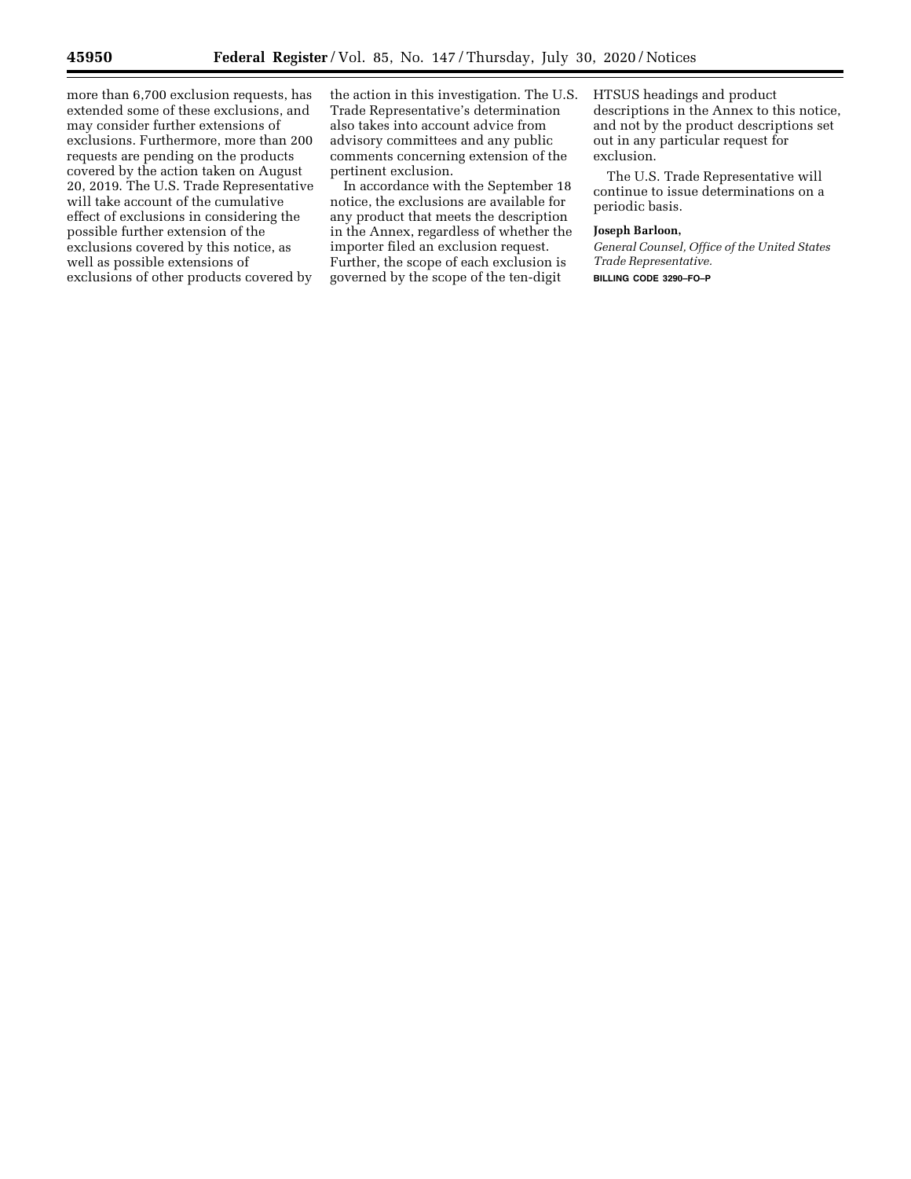more than 6,700 exclusion requests, has extended some of these exclusions, and may consider further extensions of exclusions. Furthermore, more than 200 requests are pending on the products covered by the action taken on August 20, 2019. The U.S. Trade Representative will take account of the cumulative effect of exclusions in considering the possible further extension of the exclusions covered by this notice, as well as possible extensions of exclusions of other products covered by the action in this investigation. The U.S. Trade Representative's determination also takes into account advice from advisory committees and any public comments concerning extension of the pertinent exclusion.

In accordance with the September 18 notice, the exclusions are available for any product that meets the description in the Annex, regardless of whether the importer filed an exclusion request. Further, the scope of each exclusion is governed by the scope of the ten-digit HTSUS headings and product descriptions in the Annex to this notice, and not by the product descriptions set out in any particular request for exclusion.

The U.S. Trade Representative will continue to issue determinations on a periodic basis.

**Joseph Barloon,**

*General Counsel, Office of the United States Trade Representative.*

BILLING CODE 3290–FO–P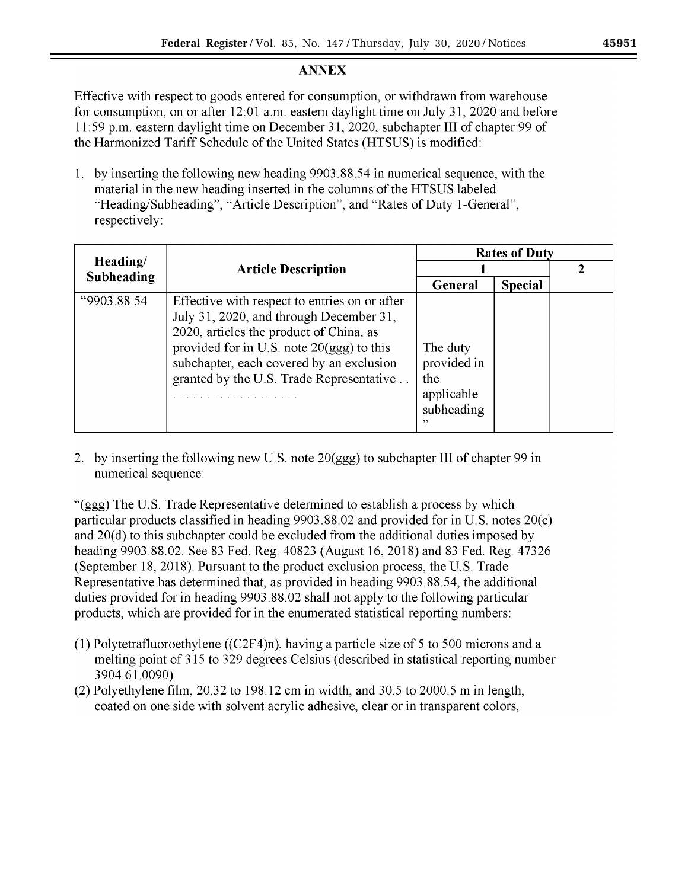## ANNEX

Effective with respect to goods entered for consumption, or withdrawn from warehouse for consumption, on or after 12:01 a.m. eastern daylight time on July 31, 2020 and before 11:59 p.m. eastern daylight time on December 31, 2020, subchapter III of chapter 99 of the Harmonized Tariff Schedule of the United States (HTSUS) is modified:

1. by inserting the following new heading 9903.88.54 in numerical sequence, with the material in the new heading inserted in the columns of the HTSUS labeled "Heading/Subheading", "Article Description", and "Rates of Duty 1-General", respectively:

| Heading/ Subheading | Article Description | Rates of Duty | | |
|---|---|---|---|---|
| | | 1 | | 2 |
| | | General | Special | |
| "9903.88.54 | Effective with respect to entries on or after July 31, 2020, and through December 31, 2020, articles the product of China, as provided for in U.S. note 20(ggg) to this subchapter, each covered by an exclusion granted by the U.S. Trade Representative . . . . . . . . . . . . . . . . . . . . . | The duty provided in the applicable subheading" | | |

2. by inserting the following new U.S. note 20(ggg) to subchapter III of chapter 99 in numerical sequence:

"(ggg) The U.S. Trade Representative determined to establish a process by which particular products classified in heading 9903.88.02 and provided for in U.S. notes 20(c) and 20(d) to this subchapter could be excluded from the additional duties imposed by heading 9903.88.02. See 83 Fed. Reg. 40823 (August 16, 2018) and 83 Fed. Reg. 47326 (September 18, 2018). Pursuant to the product exclusion process, the U.S. Trade Representative has determined that, as provided in heading 9903.88.54, the additional duties provided for in heading 9903.88.02 shall not apply to the following particular products, which are provided for in the enumerated statistical reporting numbers:

(1) Polytetrafluoroethylene (($C_2F_4$)n), having a particle size of 5 to 500 microns and a melting point of 315 to 329 degrees Celsius (described in statistical reporting number 3904.61.0090)

(2) Polyethylene film, 20.32 to 198.12 cm in width, and 30.5 to 2000.5 m in length, coated on one side with solvent acrylic adhesive, clear or in transparent colors,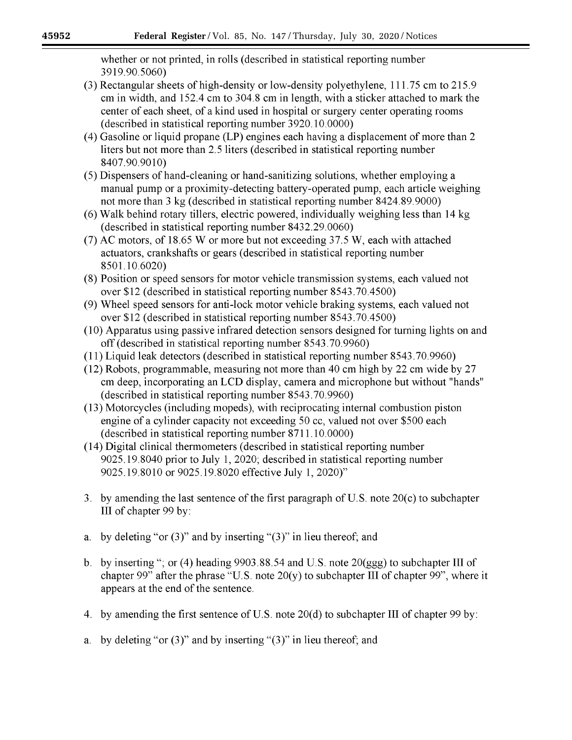whether or not printed, in rolls (described in statistical reporting number 3919.90.5060)

(3) Rectangular sheets of high-density or low-density polyethylene, 111.75 cm to 215.9 cm in width, and 152.4 cm to 304.8 cm in length, with a sticker attached to mark the center of each sheet, of a kind used in hospital or surgery center operating rooms (described in statistical reporting number 3920.10.0000)

(4) Gasoline or liquid propane (LP) engines each having a displacement of more than 2 liters but not more than 2.5 liters (described in statistical reporting number 8407.90.9010)

(5) Dispensers of hand-cleaning or hand-sanitizing solutions, whether employing a manual pump or a proximity-detecting battery-operated pump, each article weighing not more than 3 kg (described in statistical reporting number 8424.89.9000)

(6) Walk behind rotary tillers, electric powered, individually weighing less than 14 kg (described in statistical reporting number 8432.29.0060)

(7) AC motors, of 18.65 W or more but not exceeding 37.5 W, each with attached actuators, crankshafts or gears (described in statistical reporting number 8501.10.6020)

(8) Position or speed sensors for motor vehicle transmission systems, each valued not over $12 (described in statistical reporting number 8543.70.4500)

(9) Wheel speed sensors for anti-lock motor vehicle braking systems, each valued not over $12 (described in statistical reporting number 8543.70.4500)

(10) Apparatus using passive infrared detection sensors designed for turning lights on and off (described in statistical reporting number 8543.70.9960)

(11) Liquid leak detectors (described in statistical reporting number 8543.70.9960)

(12) Robots, programmable, measuring not more than 40 cm high by 22 cm wide by 27 cm deep, incorporating an LCD display, camera and microphone but without "hands" (described in statistical reporting number 8543.70.9960)

(13) Motorcycles (including mopeds), with reciprocating internal combustion piston engine of a cylinder capacity not exceeding 50 cc, valued not over $500 each (described in statistical reporting number 8711.10.0000)

(14) Digital clinical thermometers (described in statistical reporting number 9025.19.8040 prior to July 1, 2020; described in statistical reporting number 9025.19.8010 or 9025.19.8020 effective July 1, 2020)"

3. by amending the last sentence of the first paragraph of U.S. note 20(c) to subchapter III of chapter 99 by:

a. by deleting "or (3)" and by inserting "(3)" in lieu thereof; and

b. by inserting "; or (4) heading 9903.88.54 and U.S. note 20(ggg) to subchapter III of chapter 99" after the phrase "U.S. note 20(y) to subchapter III of chapter 99", where it appears at the end of the sentence.

4. by amending the first sentence of U.S. note 20(d) to subchapter III of chapter 99 by:

a. by deleting "or (3)" and by inserting "(3)" in lieu thereof; and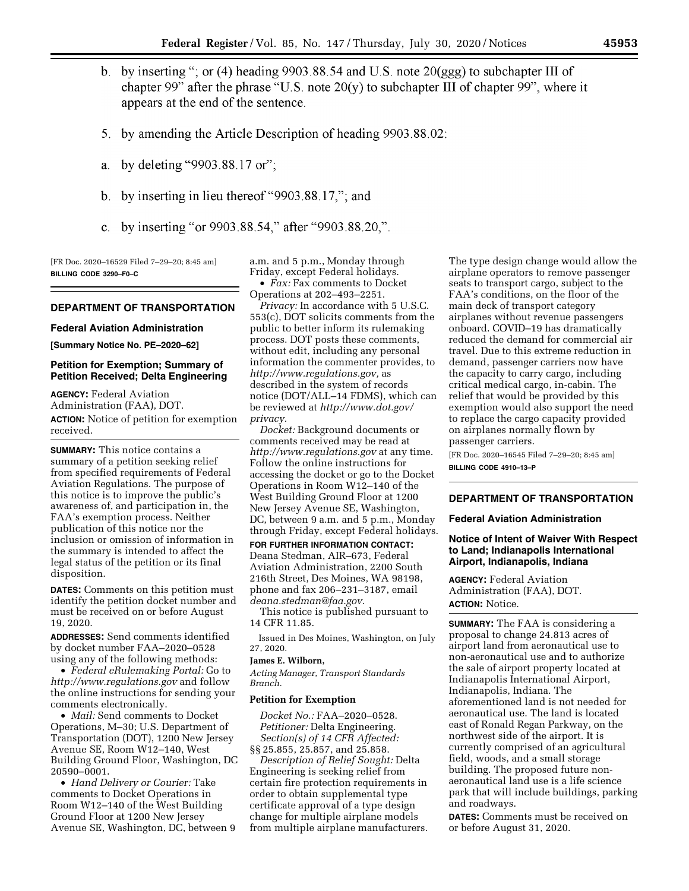b. by inserting "; or (4) heading 9903.88.54 and U.S. note 20(ggg) to subchapter III of chapter 99" after the phrase "U.S. note 20(y) to subchapter III of chapter 99", where it appears at the end of the sentence.

5. by amending the Article Description of heading 9903.88.02:

a. by deleting "9903.88.17 or";

b. by inserting in lieu thereof "9903.88.17,"; and

c. by inserting "or 9903.88.54," after "9903.88.20,".

[FR Doc. 2020–16529 Filed 7–29–20; 8:45 am]

**BILLING CODE 3290–F0–C**

## DEPARTMENT OF TRANSPORTATION

### Federal Aviation Administration

**[Summary Notice No. PE–2020–62]**

### Petition for Exemption; Summary of Petition Received; Delta Engineering

**AGENCY:** Federal Aviation Administration (FAA), DOT.

**ACTION:** Notice of petition for exemption received.

**SUMMARY:** This notice contains a summary of a petition seeking relief from specified requirements of Federal Aviation Regulations. The purpose of this notice is to improve the public's awareness of, and participation in, the FAA's exemption process. Neither publication of this notice nor the inclusion or omission of information in the summary is intended to affect the legal status of the petition or its final disposition.

**DATES:** Comments on this petition must identify the petition docket number and must be received on or before August 19, 2020.

**ADDRESSES:** Send comments identified by docket number FAA–2020–0528 using any of the following methods:

• *Federal eRulemaking Portal:* Go to *http://www.regulations.gov* and follow the online instructions for sending your comments electronically.

• *Mail:* Send comments to Docket Operations, M–30; U.S. Department of Transportation (DOT), 1200 New Jersey Avenue SE, Room W12–140, West Building Ground Floor, Washington, DC 20590–0001.

• *Hand Delivery or Courier:* Take comments to Docket Operations in Room W12–140 of the West Building Ground Floor at 1200 New Jersey Avenue SE, Washington, DC, between 9 a.m. and 5 p.m., Monday through Friday, except Federal holidays.

• *Fax:* Fax comments to Docket Operations at 202–493–2251.

*Privacy:* In accordance with 5 U.S.C. 553(c), DOT solicits comments from the public to better inform its rulemaking process. DOT posts these comments, without edit, including any personal information the commenter provides, to *http://www.regulations.gov,* as described in the system of records notice (DOT/ALL–14 FDMS), which can be reviewed at *http://www.dot.gov/privacy.*

*Docket:* Background documents or comments received may be read at *http://www.regulations.gov* at any time. Follow the online instructions for accessing the docket or go to the Docket Operations in Room W12–140 of the West Building Ground Floor at 1200 New Jersey Avenue SE, Washington, DC, between 9 a.m. and 5 p.m., Monday through Friday, except Federal holidays.

**FOR FURTHER INFORMATION CONTACT:** Deana Stedman, AIR–673, Federal Aviation Administration, 2200 South 216th Street, Des Moines, WA 98198, phone and fax 206–231–3187, email *deana.stedman@faa.gov.*

This notice is published pursuant to 14 CFR 11.85.

Issued in Des Moines, Washington, on July 27, 2020.

**James E. Wilborn,**

*Acting Manager, Transport Standards Branch.*

#### Petition for Exemption

*Docket No.:* FAA–2020–0528.

*Petitioner:* Delta Engineering.

*Section(s) of 14 CFR Affected:* §§ 25.855, 25.857, and 25.858.

*Description of Relief Sought:* Delta Engineering is seeking relief from certain fire protection requirements in order to obtain supplemental type certificate approval of a type design change for multiple airplane models from multiple airplane manufacturers. The type design change would allow the airplane operators to remove passenger seats to transport cargo, subject to the FAA's conditions, on the floor of the main deck of transport category airplanes without revenue passengers onboard. COVID–19 has dramatically reduced the demand for commercial air travel. Due to this extreme reduction in demand, passenger carriers now have the capacity to carry cargo, including critical medical cargo, in-cabin. The relief that would be provided by this exemption would also support the need to replace the cargo capacity provided on airplanes normally flown by passenger carriers.

[FR Doc. 2020–16545 Filed 7–29–20; 8:45 am]

**BILLING CODE 4910–13–P**

## DEPARTMENT OF TRANSPORTATION

### Federal Aviation Administration

### Notice of Intent of Waiver With Respect to Land; Indianapolis International Airport, Indianapolis, Indiana

**AGENCY:** Federal Aviation Administration (FAA), DOT.

**ACTION:** Notice.

**SUMMARY:** The FAA is considering a proposal to change 24.813 acres of airport land from aeronautical use to non-aeronautical use and to authorize the sale of airport property located at Indianapolis International Airport, Indianapolis, Indiana. The aforementioned land is not needed for aeronautical use. The land is located east of Ronald Regan Parkway, on the northwest side of the airport. It is currently comprised of an agricultural field, woods, and a small storage building. The proposed future non-aeronautical land use is a life science park that will include buildings, parking and roadways.

**DATES:** Comments must be received on or before August 31, 2020.